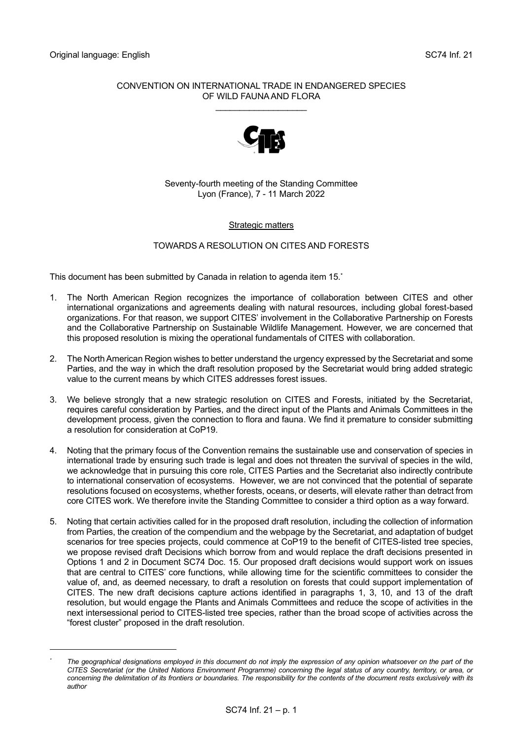Original language: English SC74 Inf. 21

CONVENTION ON INTERNATIONAL TRADE IN ENDANGERED SPECIES OF WILD FAUNA AND FLORA

\_\_\_\_\_\_\_\_\_\_\_\_\_\_\_\_\_\_\_

Seventy-fourth meeting of the Standing Committee
Lyon (France), 7 - 11 March 2022

Strategic matters

TOWARDS A RESOLUTION ON CITES AND FORESTS

This document has been submitted by Canada in relation to agenda item 15.*

1. The North American Region recognizes the importance of collaboration between CITES and other international organizations and agreements dealing with natural resources, including global forest-based organizations. For that reason, we support CITES' involvement in the Collaborative Partnership on Forests and the Collaborative Partnership on Sustainable Wildlife Management. However, we are concerned that this proposed resolution is mixing the operational fundamentals of CITES with collaboration.

2. The North American Region wishes to better understand the urgency expressed by the Secretariat and some Parties, and the way in which the draft resolution proposed by the Secretariat would bring added strategic value to the current means by which CITES addresses forest issues.

3. We believe strongly that a new strategic resolution on CITES and Forests, initiated by the Secretariat, requires careful consideration by Parties, and the direct input of the Plants and Animals Committees in the development process, given the connection to flora and fauna. We find it premature to consider submitting a resolution for consideration at CoP19.

4. Noting that the primary focus of the Convention remains the sustainable use and conservation of species in international trade by ensuring such trade is legal and does not threaten the survival of species in the wild, we acknowledge that in pursuing this core role, CITES Parties and the Secretariat also indirectly contribute to international conservation of ecosystems. However, we are not convinced that the potential of separate resolutions focused on ecosystems, whether forests, oceans, or deserts, will elevate rather than detract from core CITES work. We therefore invite the Standing Committee to consider a third option as a way forward.

5. Noting that certain activities called for in the proposed draft resolution, including the collection of information from Parties, the creation of the compendium and the webpage by the Secretariat, and adaptation of budget scenarios for tree species projects, could commence at CoP19 to the benefit of CITES-listed tree species, we propose revised draft Decisions which borrow from and would replace the draft decisions presented in Options 1 and 2 in Document SC74 Doc. 15. Our proposed draft decisions would support work on issues that are central to CITES' core functions, while allowing time for the scientific committees to consider the value of, and, as deemed necessary, to draft a resolution on forests that could support implementation of CITES. The new draft decisions capture actions identified in paragraphs 1, 3, 10, and 13 of the draft resolution, but would engage the Plants and Animals Committees and reduce the scope of activities in the next intersessional period to CITES-listed tree species, rather than the broad scope of activities across the "forest cluster" proposed in the draft resolution.

---

* *The geographical designations employed in this document do not imply the expression of any opinion whatsoever on the part of the CITES Secretariat (or the United Nations Environment Programme) concerning the legal status of any country, territory, or area, or concerning the delimitation of its frontiers or boundaries. The responsibility for the contents of the document rests exclusively with its author*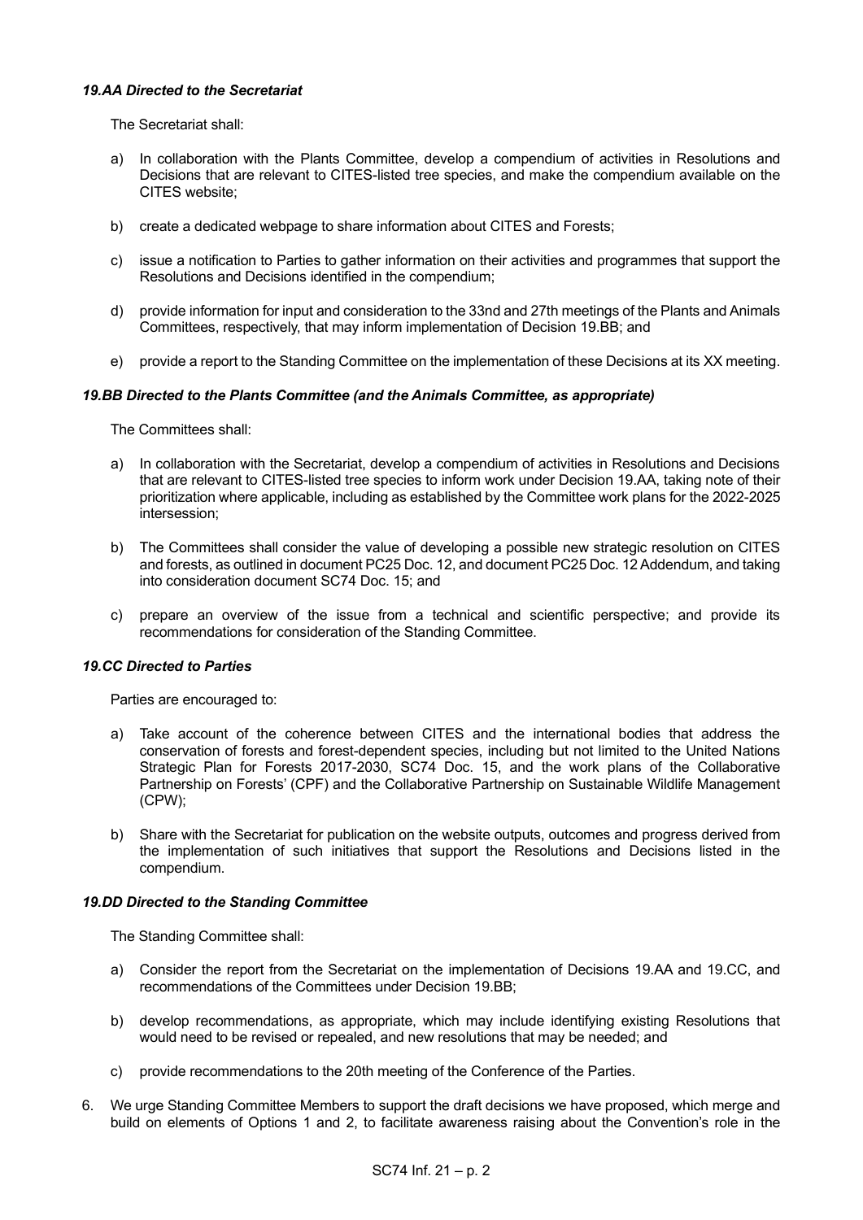***19.AA Directed to the Secretariat***

The Secretariat shall:

a) In collaboration with the Plants Committee, develop a compendium of activities in Resolutions and Decisions that are relevant to CITES-listed tree species, and make the compendium available on the CITES website;

b) create a dedicated webpage to share information about CITES and Forests;

c) issue a notification to Parties to gather information on their activities and programmes that support the Resolutions and Decisions identified in the compendium;

d) provide information for input and consideration to the 33nd and 27th meetings of the Plants and Animals Committees, respectively, that may inform implementation of Decision 19.BB; and

e) provide a report to the Standing Committee on the implementation of these Decisions at its XX meeting.

***19.BB Directed to the Plants Committee (and the Animals Committee, as appropriate)***

The Committees shall:

a) In collaboration with the Secretariat, develop a compendium of activities in Resolutions and Decisions that are relevant to CITES-listed tree species to inform work under Decision 19.AA, taking note of their prioritization where applicable, including as established by the Committee work plans for the 2022-2025 intersession;

b) The Committees shall consider the value of developing a possible new strategic resolution on CITES and forests, as outlined in document PC25 Doc. 12, and document PC25 Doc. 12 Addendum, and taking into consideration document SC74 Doc. 15; and

c) prepare an overview of the issue from a technical and scientific perspective; and provide its recommendations for consideration of the Standing Committee.

***19.CC Directed to Parties***

Parties are encouraged to:

a) Take account of the coherence between CITES and the international bodies that address the conservation of forests and forest-dependent species, including but not limited to the United Nations Strategic Plan for Forests 2017-2030, SC74 Doc. 15, and the work plans of the Collaborative Partnership on Forests' (CPF) and the Collaborative Partnership on Sustainable Wildlife Management (CPW);

b) Share with the Secretariat for publication on the website outputs, outcomes and progress derived from the implementation of such initiatives that support the Resolutions and Decisions listed in the compendium.

***19.DD Directed to the Standing Committee***

The Standing Committee shall:

a) Consider the report from the Secretariat on the implementation of Decisions 19.AA and 19.CC, and recommendations of the Committees under Decision 19.BB;

b) develop recommendations, as appropriate, which may include identifying existing Resolutions that would need to be revised or repealed, and new resolutions that may be needed; and

c) provide recommendations to the 20th meeting of the Conference of the Parties.

6. We urge Standing Committee Members to support the draft decisions we have proposed, which merge and build on elements of Options 1 and 2, to facilitate awareness raising about the Convention's role in the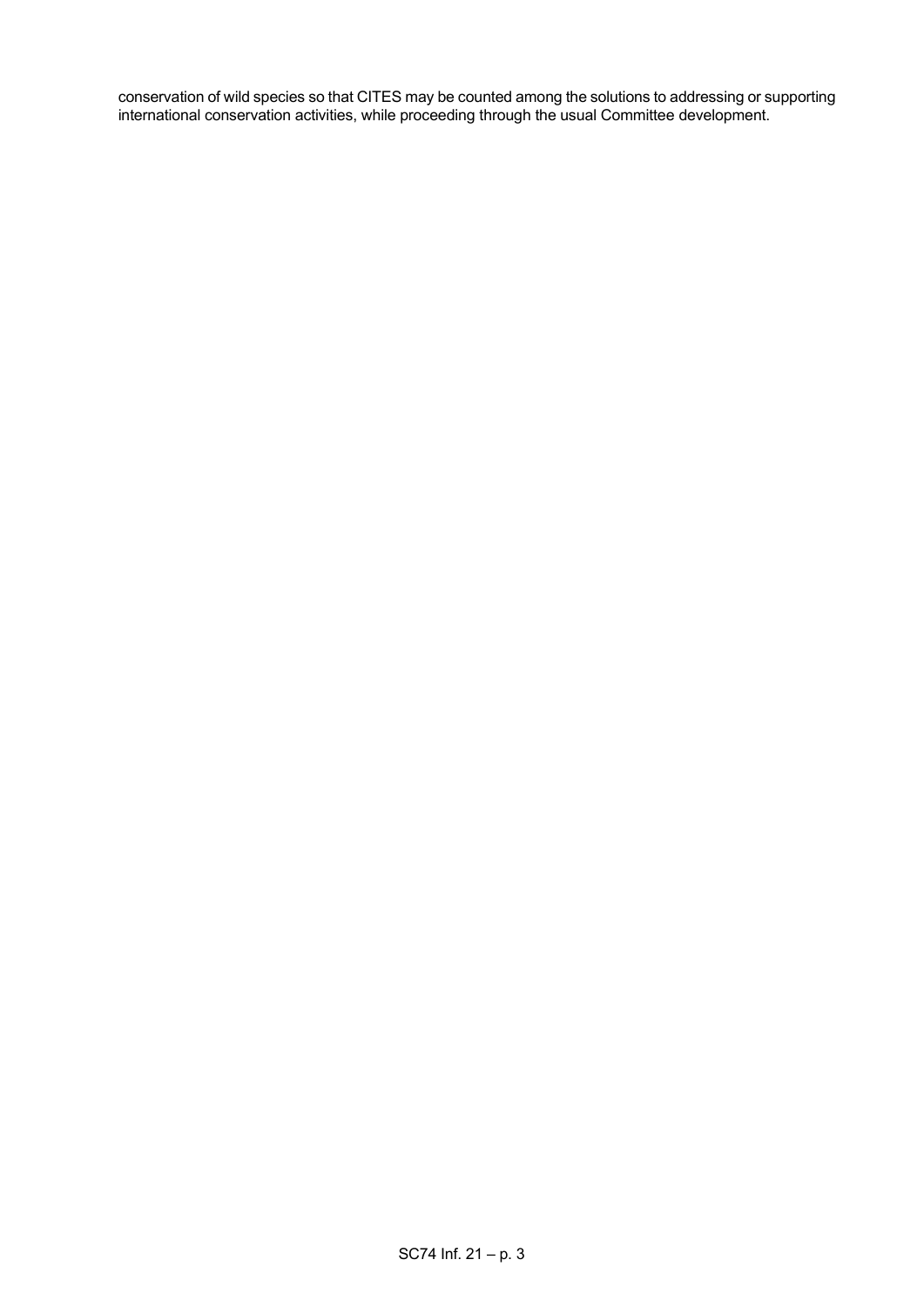conservation of wild species so that CITES may be counted among the solutions to addressing or supporting international conservation activities, while proceeding through the usual Committee development.